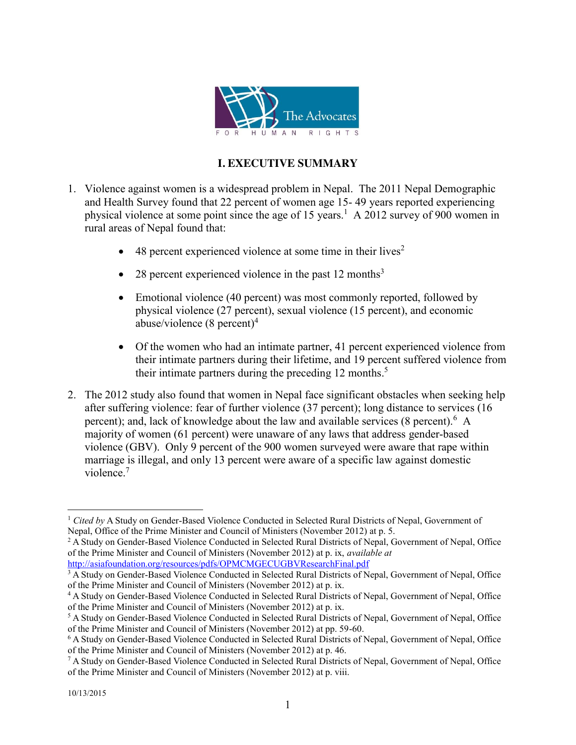# I. EXECUTIVE SUMMARY

1. Violence against women is a widespread problem in Nepal. The 2011 Nepal Demographic and Health Survey found that 22 percent of women age 15- 49 years reported experiencing physical violence at some point since the age of 15 years.[1] A 2012 survey of 900 women in rural areas of Nepal found that:

   - 48 percent experienced violence at some time in their lives[2]
   - 28 percent experienced violence in the past 12 months[3]
   - Emotional violence (40 percent) was most commonly reported, followed by physical violence (27 percent), sexual violence (15 percent), and economic abuse/violence (8 percent)[4]
   - Of the women who had an intimate partner, 41 percent experienced violence from their intimate partners during their lifetime, and 19 percent suffered violence from their intimate partners during the preceding 12 months.[5]

2. The 2012 study also found that women in Nepal face significant obstacles when seeking help after suffering violence: fear of further violence (37 percent); long distance to services (16 percent); and, lack of knowledge about the law and available services (8 percent).[6] A majority of women (61 percent) were unaware of any laws that address gender-based violence (GBV). Only 9 percent of the 900 women surveyed were aware that rape within marriage is illegal, and only 13 percent were aware of a specific law against domestic violence.[7]

---

[1] *Cited by* A Study on Gender-Based Violence Conducted in Selected Rural Districts of Nepal, Government of Nepal, Office of the Prime Minister and Council of Ministers (November 2012) at p. 5.

[2] A Study on Gender-Based Violence Conducted in Selected Rural Districts of Nepal, Government of Nepal, Office of the Prime Minister and Council of Ministers (November 2012) at p. ix, *available at* http://asiafoundation.org/resources/pdfs/OPMCMGECUGBVResearchFinal.pdf

[3] A Study on Gender-Based Violence Conducted in Selected Rural Districts of Nepal, Government of Nepal, Office of the Prime Minister and Council of Ministers (November 2012) at p. ix.

[4] A Study on Gender-Based Violence Conducted in Selected Rural Districts of Nepal, Government of Nepal, Office of the Prime Minister and Council of Ministers (November 2012) at p. ix.

[5] A Study on Gender-Based Violence Conducted in Selected Rural Districts of Nepal, Government of Nepal, Office of the Prime Minister and Council of Ministers (November 2012) at pp. 59-60.

[6] A Study on Gender-Based Violence Conducted in Selected Rural Districts of Nepal, Government of Nepal, Office of the Prime Minister and Council of Ministers (November 2012) at p. 46.

[7] A Study on Gender-Based Violence Conducted in Selected Rural Districts of Nepal, Government of Nepal, Office of the Prime Minister and Council of Ministers (November 2012) at p. viii.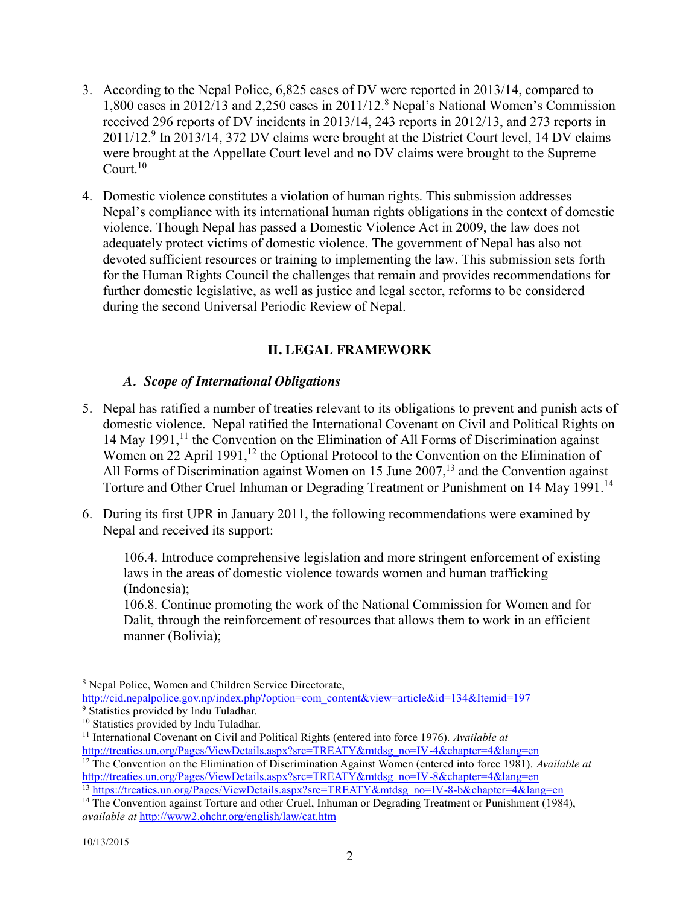3. According to the Nepal Police, 6,825 cases of DV were reported in 2013/14, compared to 1,800 cases in 2012/13 and 2,250 cases in 2011/12.[8] Nepal's National Women's Commission received 296 reports of DV incidents in 2013/14, 243 reports in 2012/13, and 273 reports in 2011/12.[9] In 2013/14, 372 DV claims were brought at the District Court level, 14 DV claims were brought at the Appellate Court level and no DV claims were brought to the Supreme Court.[10]

4. Domestic violence constitutes a violation of human rights. This submission addresses Nepal's compliance with its international human rights obligations in the context of domestic violence. Though Nepal has passed a Domestic Violence Act in 2009, the law does not adequately protect victims of domestic violence. The government of Nepal has also not devoted sufficient resources or training to implementing the law. This submission sets forth for the Human Rights Council the challenges that remain and provides recommendations for further domestic legislative, as well as justice and legal sector, reforms to be considered during the second Universal Periodic Review of Nepal.

## II. LEGAL FRAMEWORK

### *A. Scope of International Obligations*

5. Nepal has ratified a number of treaties relevant to its obligations to prevent and punish acts of domestic violence. Nepal ratified the International Covenant on Civil and Political Rights on 14 May 1991,[11] the Convention on the Elimination of All Forms of Discrimination against Women on 22 April 1991,[12] the Optional Protocol to the Convention on the Elimination of All Forms of Discrimination against Women on 15 June 2007,[13] and the Convention against Torture and Other Cruel Inhuman or Degrading Treatment or Punishment on 14 May 1991.[14]

6. During its first UPR in January 2011, the following recommendations were examined by Nepal and received its support:

   106.4. Introduce comprehensive legislation and more stringent enforcement of existing laws in the areas of domestic violence towards women and human trafficking (Indonesia);
   106.8. Continue promoting the work of the National Commission for Women and for Dalit, through the reinforcement of resources that allows them to work in an efficient manner (Bolivia);

---

[8] Nepal Police, Women and Children Service Directorate, http://cid.nepalpolice.gov.np/index.php?option=com_content&view=article&id=134&Itemid=197

[9] Statistics provided by Indu Tuladhar.

[10] Statistics provided by Indu Tuladhar.

[11] International Covenant on Civil and Political Rights (entered into force 1976). *Available at* http://treaties.un.org/Pages/ViewDetails.aspx?src=TREATY&mtdsg_no=IV-4&chapter=4&lang=en

[12] The Convention on the Elimination of Discrimination Against Women (entered into force 1981). *Available at* http://treaties.un.org/Pages/ViewDetails.aspx?src=TREATY&mtdsg_no=IV-8&chapter=4&lang=en

[13] https://treaties.un.org/Pages/ViewDetails.aspx?src=TREATY&mtdsg_no=IV-8-b&chapter=4&lang=en

[14] The Convention against Torture and other Cruel, Inhuman or Degrading Treatment or Punishment (1984), *available at* http://www2.ohchr.org/english/law/cat.htm

10/13/2015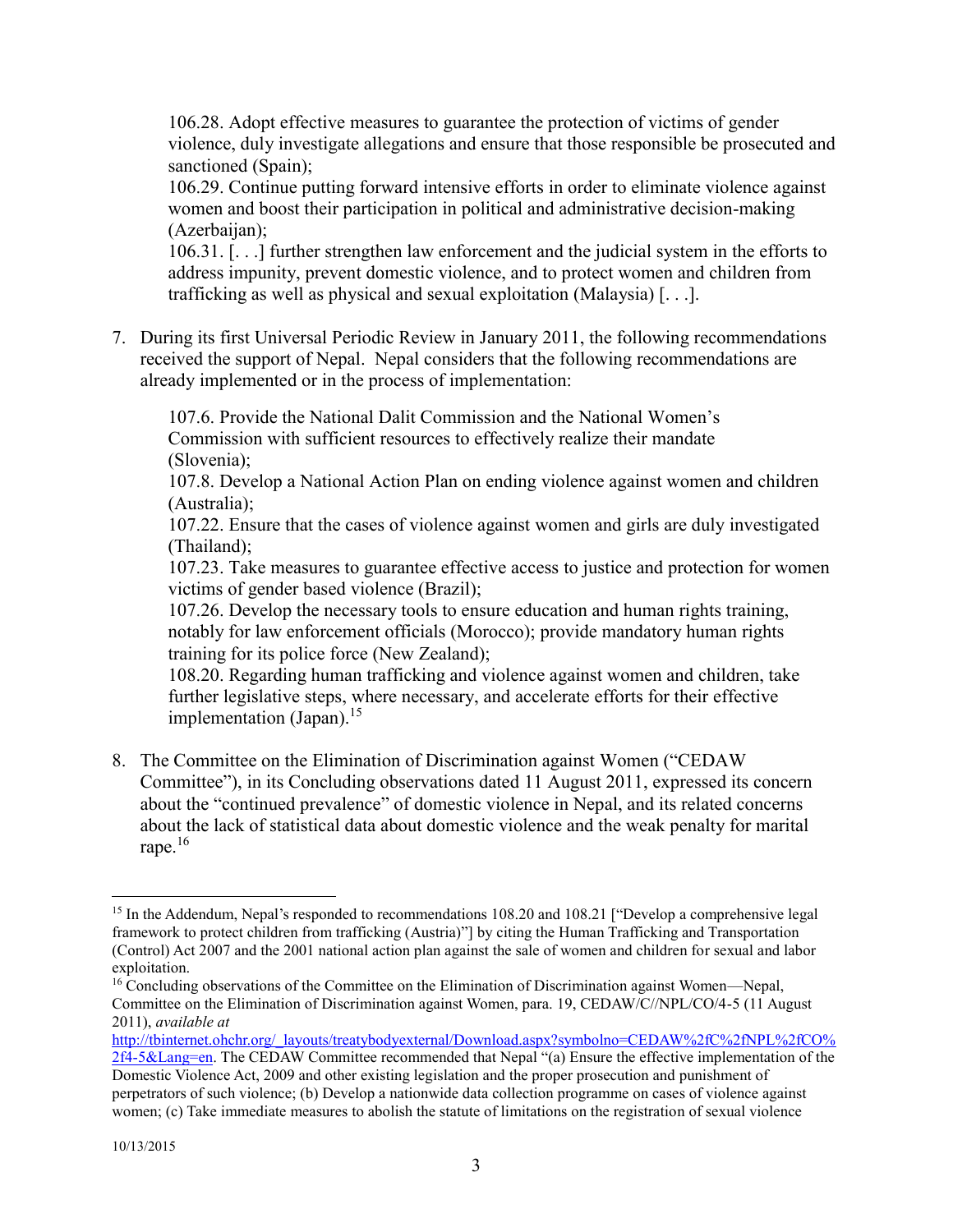106.28. Adopt effective measures to guarantee the protection of victims of gender violence, duly investigate allegations and ensure that those responsible be prosecuted and sanctioned (Spain);
106.29. Continue putting forward intensive efforts in order to eliminate violence against women and boost their participation in political and administrative decision-making (Azerbaijan);
106.31. [. . .] further strengthen law enforcement and the judicial system in the efforts to address impunity, prevent domestic violence, and to protect women and children from trafficking as well as physical and sexual exploitation (Malaysia) [. . .].

7. During its first Universal Periodic Review in January 2011, the following recommendations received the support of Nepal. Nepal considers that the following recommendations are already implemented or in the process of implementation:

   107.6. Provide the National Dalit Commission and the National Women's Commission with sufficient resources to effectively realize their mandate (Slovenia);
   107.8. Develop a National Action Plan on ending violence against women and children (Australia);
   107.22. Ensure that the cases of violence against women and girls are duly investigated (Thailand);
   107.23. Take measures to guarantee effective access to justice and protection for women victims of gender based violence (Brazil);
   107.26. Develop the necessary tools to ensure education and human rights training, notably for law enforcement officials (Morocco); provide mandatory human rights training for its police force (New Zealand);
   108.20. Regarding human trafficking and violence against women and children, take further legislative steps, where necessary, and accelerate efforts for their effective implementation (Japan).[15]

8. The Committee on the Elimination of Discrimination against Women ("CEDAW Committee"), in its Concluding observations dated 11 August 2011, expressed its concern about the "continued prevalence" of domestic violence in Nepal, and its related concerns about the lack of statistical data about domestic violence and the weak penalty for marital rape.[16]

---

[15] In the Addendum, Nepal's responded to recommendations 108.20 and 108.21 ["Develop a comprehensive legal framework to protect children from trafficking (Austria)"] by citing the Human Trafficking and Transportation (Control) Act 2007 and the 2001 national action plan against the sale of women and children for sexual and labor exploitation.

[16] Concluding observations of the Committee on the Elimination of Discrimination against Women—Nepal, Committee on the Elimination of Discrimination against Women, para. 19, CEDAW/C//NPL/CO/4-5 (11 August 2011), *available at* http://tbinternet.ohchr.org/_layouts/treatybodyexternal/Download.aspx?symbolno=CEDAW%2fC%2fNPL%2fCO%2f4-5&Lang=en. The CEDAW Committee recommended that Nepal "(a) Ensure the effective implementation of the Domestic Violence Act, 2009 and other existing legislation and the proper prosecution and punishment of perpetrators of such violence; (b) Develop a nationwide data collection programme on cases of violence against women; (c) Take immediate measures to abolish the statute of limitations on the registration of sexual violence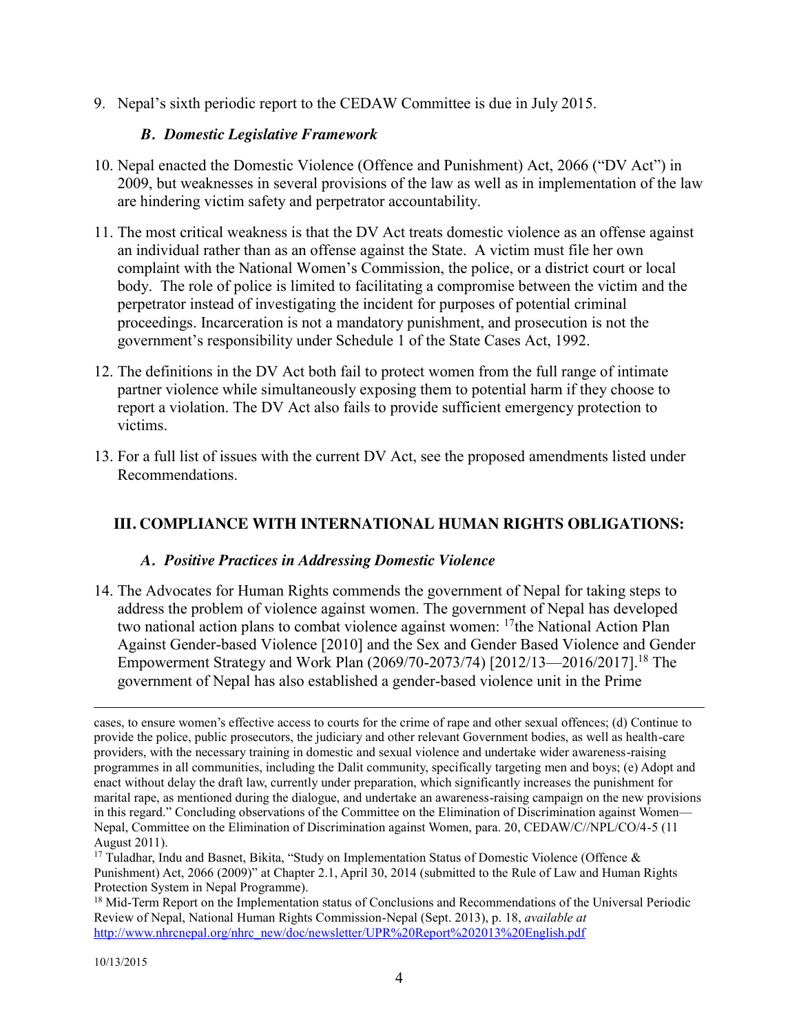9. Nepal's sixth periodic report to the CEDAW Committee is due in July 2015.

### *B. Domestic Legislative Framework*

10. Nepal enacted the Domestic Violence (Offence and Punishment) Act, 2066 ("DV Act") in 2009, but weaknesses in several provisions of the law as well as in implementation of the law are hindering victim safety and perpetrator accountability.

11. The most critical weakness is that the DV Act treats domestic violence as an offense against an individual rather than as an offense against the State. A victim must file her own complaint with the National Women's Commission, the police, or a district court or local body. The role of police is limited to facilitating a compromise between the victim and the perpetrator instead of investigating the incident for purposes of potential criminal proceedings. Incarceration is not a mandatory punishment, and prosecution is not the government's responsibility under Schedule 1 of the State Cases Act, 1992.

12. The definitions in the DV Act both fail to protect women from the full range of intimate partner violence while simultaneously exposing them to potential harm if they choose to report a violation. The DV Act also fails to provide sufficient emergency protection to victims.

13. For a full list of issues with the current DV Act, see the proposed amendments listed under Recommendations.

## III. COMPLIANCE WITH INTERNATIONAL HUMAN RIGHTS OBLIGATIONS:

### *A. Positive Practices in Addressing Domestic Violence*

14. The Advocates for Human Rights commends the government of Nepal for taking steps to address the problem of violence against women. The government of Nepal has developed two national action plans to combat violence against women: [17]the National Action Plan Against Gender-based Violence [2010] and the Sex and Gender Based Violence and Gender Empowerment Strategy and Work Plan (2069/70-2073/74) [2012/13—2016/2017].[18] The government of Nepal has also established a gender-based violence unit in the Prime

---

cases, to ensure women's effective access to courts for the crime of rape and other sexual offences; (d) Continue to provide the police, public prosecutors, the judiciary and other relevant Government bodies, as well as health-care providers, with the necessary training in domestic and sexual violence and undertake wider awareness-raising programmes in all communities, including the Dalit community, specifically targeting men and boys; (e) Adopt and enact without delay the draft law, currently under preparation, which significantly increases the punishment for marital rape, as mentioned during the dialogue, and undertake an awareness-raising campaign on the new provisions in this regard." Concluding observations of the Committee on the Elimination of Discrimination against Women—Nepal, Committee on the Elimination of Discrimination against Women, para. 20, CEDAW/C//NPL/CO/4-5 (11 August 2011).

[17] Tuladhar, Indu and Basnet, Bikita, "Study on Implementation Status of Domestic Violence (Offence & Punishment) Act, 2066 (2009)" at Chapter 2.1, April 30, 2014 (submitted to the Rule of Law and Human Rights Protection System in Nepal Programme).

[18] Mid-Term Report on the Implementation status of Conclusions and Recommendations of the Universal Periodic Review of Nepal, National Human Rights Commission-Nepal (Sept. 2013), p. 18, *available at* http://www.nhrcnepal.org/nhrc_new/doc/newsletter/UPR%20Report%202013%20English.pdf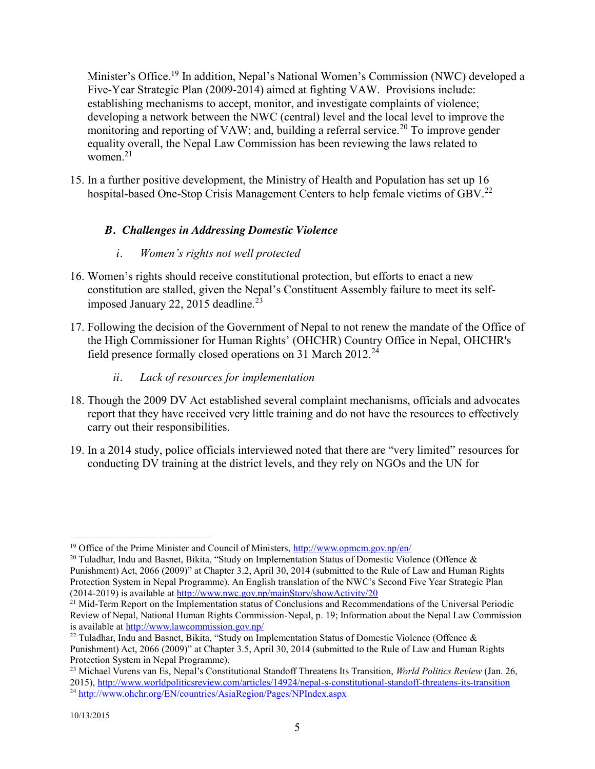Minister's Office.[19] In addition, Nepal's National Women's Commission (NWC) developed a Five-Year Strategic Plan (2009-2014) aimed at fighting VAW. Provisions include: establishing mechanisms to accept, monitor, and investigate complaints of violence; developing a network between the NWC (central) level and the local level to improve the monitoring and reporting of VAW; and, building a referral service.[20] To improve gender equality overall, the Nepal Law Commission has been reviewing the laws related to women.[21]

15. In a further positive development, the Ministry of Health and Population has set up 16 hospital-based One-Stop Crisis Management Centers to help female victims of GBV.[22]

### *B. Challenges in Addressing Domestic Violence*

#### *i. Women's rights not well protected*

16. Women's rights should receive constitutional protection, but efforts to enact a new constitution are stalled, given the Nepal's Constituent Assembly failure to meet its self-imposed January 22, 2015 deadline.[23]

17. Following the decision of the Government of Nepal to not renew the mandate of the Office of the High Commissioner for Human Rights' (OHCHR) Country Office in Nepal, OHCHR's field presence formally closed operations on 31 March 2012.[24]

#### *ii. Lack of resources for implementation*

18. Though the 2009 DV Act established several complaint mechanisms, officials and advocates report that they have received very little training and do not have the resources to effectively carry out their responsibilities.

19. In a 2014 study, police officials interviewed noted that there are "very limited" resources for conducting DV training at the district levels, and they rely on NGOs and the UN for

---

[19] Office of the Prime Minister and Council of Ministers, http://www.opmcm.gov.np/en/

[20] Tuladhar, Indu and Basnet, Bikita, "Study on Implementation Status of Domestic Violence (Offence & Punishment) Act, 2066 (2009)" at Chapter 3.2, April 30, 2014 (submitted to the Rule of Law and Human Rights Protection System in Nepal Programme). An English translation of the NWC's Second Five Year Strategic Plan (2014-2019) is available at http://www.nwc.gov.np/mainStory/showActivity/20

[21] Mid-Term Report on the Implementation status of Conclusions and Recommendations of the Universal Periodic Review of Nepal, National Human Rights Commission-Nepal, p. 19; Information about the Nepal Law Commission is available at http://www.lawcommission.gov.np/

[22] Tuladhar, Indu and Basnet, Bikita, "Study on Implementation Status of Domestic Violence (Offence & Punishment) Act, 2066 (2009)" at Chapter 3.5, April 30, 2014 (submitted to the Rule of Law and Human Rights Protection System in Nepal Programme).

[23] Michael Vurens van Es, Nepal's Constitutional Standoff Threatens Its Transition, *World Politics Review* (Jan. 26, 2015), http://www.worldpoliticsreview.com/articles/14924/nepal-s-constitutional-standoff-threatens-its-transition

[24] http://www.ohchr.org/EN/countries/AsiaRegion/Pages/NPIndex.aspx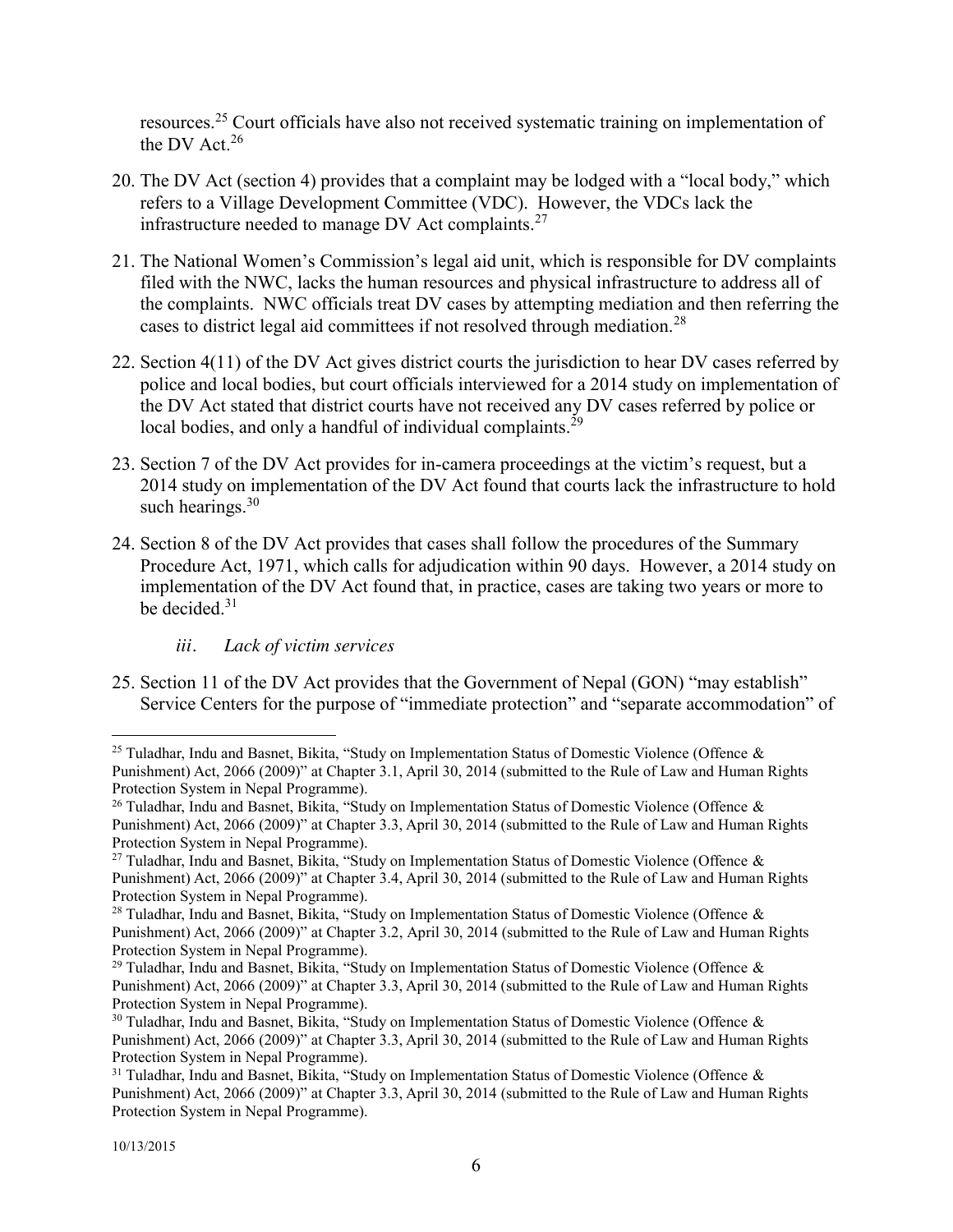resources.[25] Court officials have also not received systematic training on implementation of the DV Act.[26]

20. The DV Act (section 4) provides that a complaint may be lodged with a "local body," which refers to a Village Development Committee (VDC). However, the VDCs lack the infrastructure needed to manage DV Act complaints.[27]

21. The National Women's Commission's legal aid unit, which is responsible for DV complaints filed with the NWC, lacks the human resources and physical infrastructure to address all of the complaints. NWC officials treat DV cases by attempting mediation and then referring the cases to district legal aid committees if not resolved through mediation.[28]

22. Section 4(11) of the DV Act gives district courts the jurisdiction to hear DV cases referred by police and local bodies, but court officials interviewed for a 2014 study on implementation of the DV Act stated that district courts have not received any DV cases referred by police or local bodies, and only a handful of individual complaints.[29]

23. Section 7 of the DV Act provides for in-camera proceedings at the victim's request, but a 2014 study on implementation of the DV Act found that courts lack the infrastructure to hold such hearings.[30]

24. Section 8 of the DV Act provides that cases shall follow the procedures of the Summary Procedure Act, 1971, which calls for adjudication within 90 days. However, a 2014 study on implementation of the DV Act found that, in practice, cases are taking two years or more to be decided.[31]

*iii. Lack of victim services*

25. Section 11 of the DV Act provides that the Government of Nepal (GON) "may establish" Service Centers for the purpose of "immediate protection" and "separate accommodation" of

---

[25] Tuladhar, Indu and Basnet, Bikita, "Study on Implementation Status of Domestic Violence (Offence & Punishment) Act, 2066 (2009)" at Chapter 3.1, April 30, 2014 (submitted to the Rule of Law and Human Rights Protection System in Nepal Programme).

[26] Tuladhar, Indu and Basnet, Bikita, "Study on Implementation Status of Domestic Violence (Offence & Punishment) Act, 2066 (2009)" at Chapter 3.3, April 30, 2014 (submitted to the Rule of Law and Human Rights Protection System in Nepal Programme).

[27] Tuladhar, Indu and Basnet, Bikita, "Study on Implementation Status of Domestic Violence (Offence & Punishment) Act, 2066 (2009)" at Chapter 3.4, April 30, 2014 (submitted to the Rule of Law and Human Rights Protection System in Nepal Programme).

[28] Tuladhar, Indu and Basnet, Bikita, "Study on Implementation Status of Domestic Violence (Offence & Punishment) Act, 2066 (2009)" at Chapter 3.2, April 30, 2014 (submitted to the Rule of Law and Human Rights Protection System in Nepal Programme).

[29] Tuladhar, Indu and Basnet, Bikita, "Study on Implementation Status of Domestic Violence (Offence & Punishment) Act, 2066 (2009)" at Chapter 3.3, April 30, 2014 (submitted to the Rule of Law and Human Rights Protection System in Nepal Programme).

[30] Tuladhar, Indu and Basnet, Bikita, "Study on Implementation Status of Domestic Violence (Offence & Punishment) Act, 2066 (2009)" at Chapter 3.3, April 30, 2014 (submitted to the Rule of Law and Human Rights Protection System in Nepal Programme).

[31] Tuladhar, Indu and Basnet, Bikita, "Study on Implementation Status of Domestic Violence (Offence & Punishment) Act, 2066 (2009)" at Chapter 3.3, April 30, 2014 (submitted to the Rule of Law and Human Rights Protection System in Nepal Programme).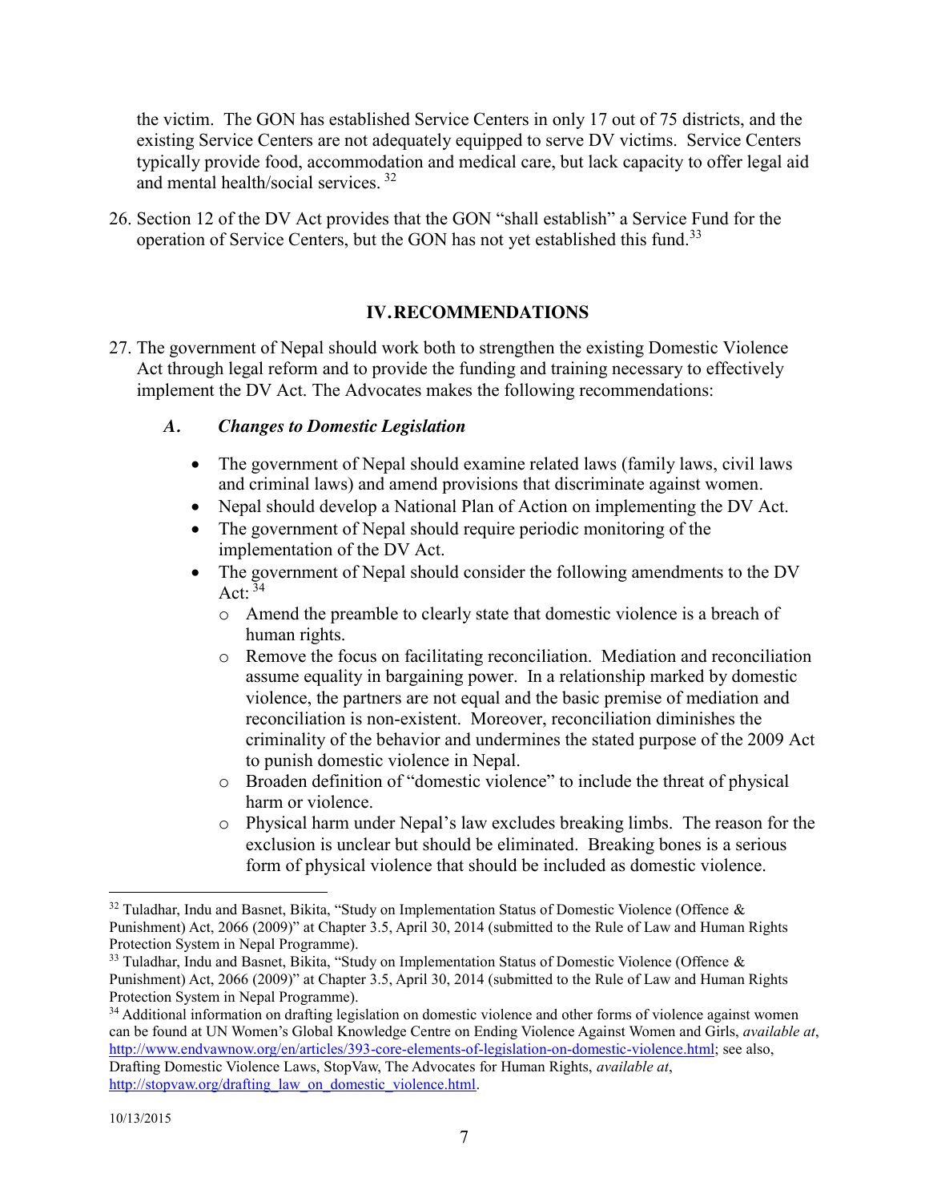the victim. The GON has established Service Centers in only 17 out of 75 districts, and the existing Service Centers are not adequately equipped to serve DV victims. Service Centers typically provide food, accommodation and medical care, but lack capacity to offer legal aid and mental health/social services. [32]

26. Section 12 of the DV Act provides that the GON "shall establish" a Service Fund for the operation of Service Centers, but the GON has not yet established this fund.[33]

## IV. RECOMMENDATIONS

27. The government of Nepal should work both to strengthen the existing Domestic Violence Act through legal reform and to provide the funding and training necessary to effectively implement the DV Act. The Advocates makes the following recommendations:

### *A. Changes to Domestic Legislation*

- The government of Nepal should examine related laws (family laws, civil laws and criminal laws) and amend provisions that discriminate against women.
- Nepal should develop a National Plan of Action on implementing the DV Act.
- The government of Nepal should require periodic monitoring of the implementation of the DV Act.
- The government of Nepal should consider the following amendments to the DV Act: [34]
  - Amend the preamble to clearly state that domestic violence is a breach of human rights.
  - Remove the focus on facilitating reconciliation. Mediation and reconciliation assume equality in bargaining power. In a relationship marked by domestic violence, the partners are not equal and the basic premise of mediation and reconciliation is non-existent. Moreover, reconciliation diminishes the criminality of the behavior and undermines the stated purpose of the 2009 Act to punish domestic violence in Nepal.
  - Broaden definition of "domestic violence" to include the threat of physical harm or violence.
  - Physical harm under Nepal's law excludes breaking limbs. The reason for the exclusion is unclear but should be eliminated. Breaking bones is a serious form of physical violence that should be included as domestic violence.

---

[32] Tuladhar, Indu and Basnet, Bikita, "Study on Implementation Status of Domestic Violence (Offence & Punishment) Act, 2066 (2009)" at Chapter 3.5, April 30, 2014 (submitted to the Rule of Law and Human Rights Protection System in Nepal Programme).

[33] Tuladhar, Indu and Basnet, Bikita, "Study on Implementation Status of Domestic Violence (Offence & Punishment) Act, 2066 (2009)" at Chapter 3.5, April 30, 2014 (submitted to the Rule of Law and Human Rights Protection System in Nepal Programme).

[34] Additional information on drafting legislation on domestic violence and other forms of violence against women can be found at UN Women's Global Knowledge Centre on Ending Violence Against Women and Girls, *available at*, http://www.endvawnow.org/en/articles/393-core-elements-of-legislation-on-domestic-violence.html; see also, Drafting Domestic Violence Laws, StopVaw, The Advocates for Human Rights, *available at*, http://stopvaw.org/drafting_law_on_domestic_violence.html.

10/13/2015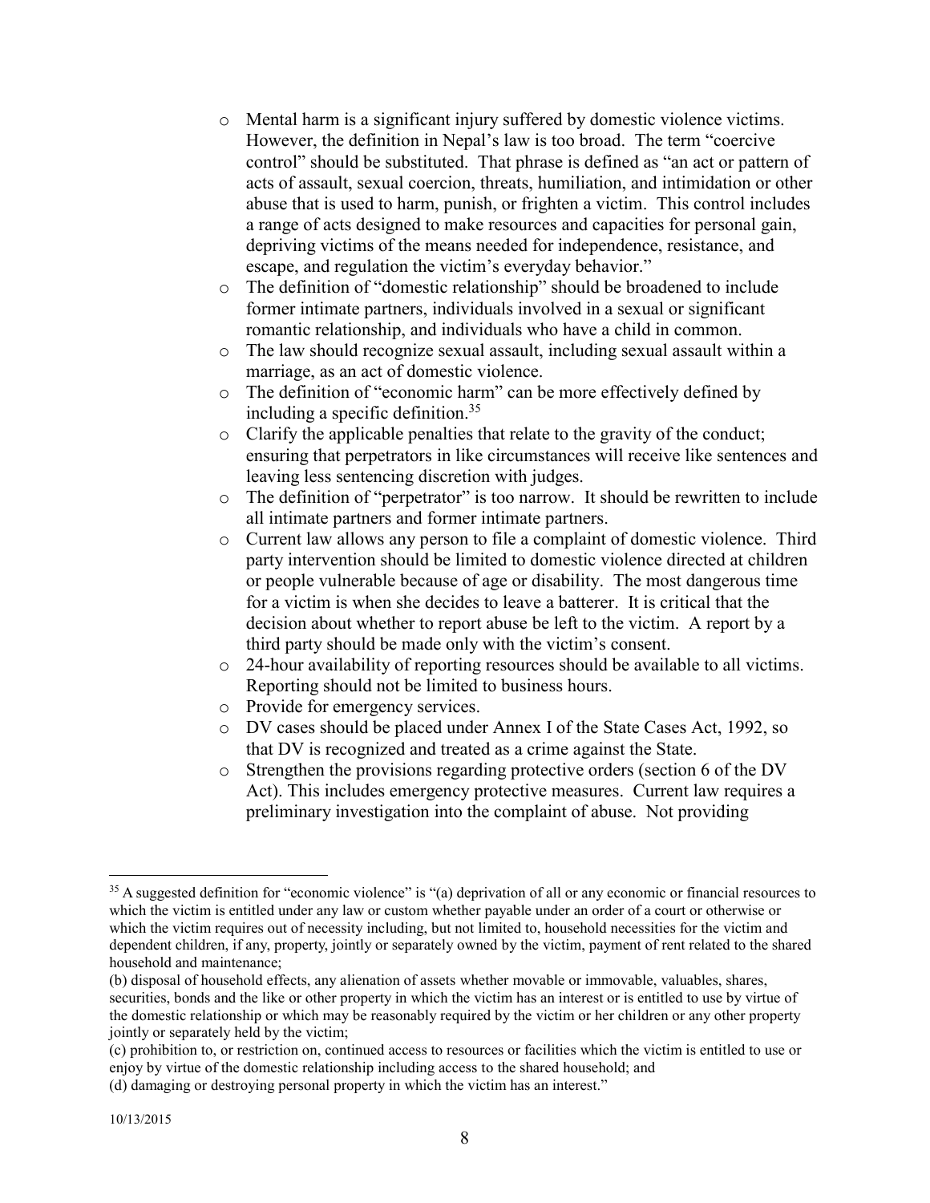- Mental harm is a significant injury suffered by domestic violence victims. However, the definition in Nepal's law is too broad. The term "coercive control" should be substituted. That phrase is defined as "an act or pattern of acts of assault, sexual coercion, threats, humiliation, and intimidation or other abuse that is used to harm, punish, or frighten a victim. This control includes a range of acts designed to make resources and capacities for personal gain, depriving victims of the means needed for independence, resistance, and escape, and regulation the victim's everyday behavior."
- The definition of "domestic relationship" should be broadened to include former intimate partners, individuals involved in a sexual or significant romantic relationship, and individuals who have a child in common.
- The law should recognize sexual assault, including sexual assault within a marriage, as an act of domestic violence.
- The definition of "economic harm" can be more effectively defined by including a specific definition.[35]
- Clarify the applicable penalties that relate to the gravity of the conduct; ensuring that perpetrators in like circumstances will receive like sentences and leaving less sentencing discretion with judges.
- The definition of "perpetrator" is too narrow. It should be rewritten to include all intimate partners and former intimate partners.
- Current law allows any person to file a complaint of domestic violence. Third party intervention should be limited to domestic violence directed at children or people vulnerable because of age or disability. The most dangerous time for a victim is when she decides to leave a batterer. It is critical that the decision about whether to report abuse be left to the victim. A report by a third party should be made only with the victim's consent.
- 24-hour availability of reporting resources should be available to all victims. Reporting should not be limited to business hours.
- Provide for emergency services.
- DV cases should be placed under Annex I of the State Cases Act, 1992, so that DV is recognized and treated as a crime against the State.
- Strengthen the provisions regarding protective orders (section 6 of the DV Act). This includes emergency protective measures. Current law requires a preliminary investigation into the complaint of abuse. Not providing

---

[35] A suggested definition for "economic violence" is "(a) deprivation of all or any economic or financial resources to which the victim is entitled under any law or custom whether payable under an order of a court or otherwise or which the victim requires out of necessity including, but not limited to, household necessities for the victim and dependent children, if any, property, jointly or separately owned by the victim, payment of rent related to the shared household and maintenance;
(b) disposal of household effects, any alienation of assets whether movable or immovable, valuables, shares, securities, bonds and the like or other property in which the victim has an interest or is entitled to use by virtue of the domestic relationship or which may be reasonably required by the victim or her children or any other property jointly or separately held by the victim;
(c) prohibition to, or restriction on, continued access to resources or facilities which the victim is entitled to use or enjoy by virtue of the domestic relationship including access to the shared household; and
(d) damaging or destroying personal property in which the victim has an interest."

10/13/2015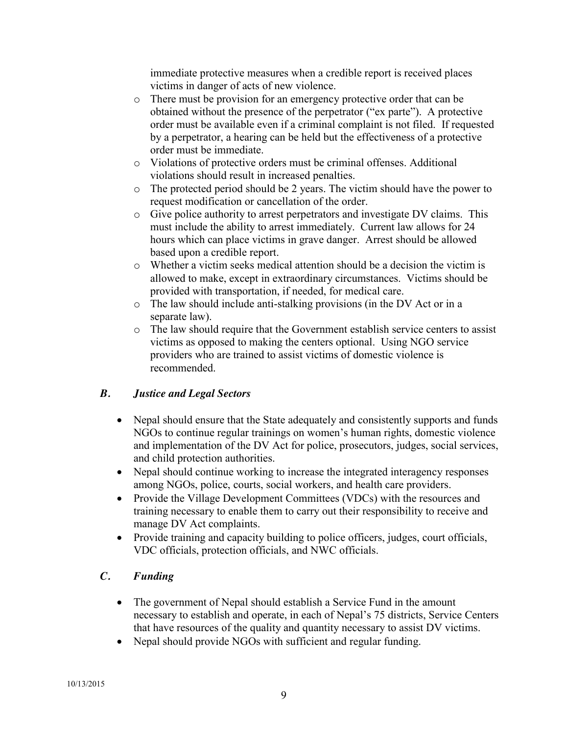immediate protective measures when a credible report is received places victims in danger of acts of new violence.

- There must be provision for an emergency protective order that can be obtained without the presence of the perpetrator ("ex parte"). A protective order must be available even if a criminal complaint is not filed. If requested by a perpetrator, a hearing can be held but the effectiveness of a protective order must be immediate.
- Violations of protective orders must be criminal offenses. Additional violations should result in increased penalties.
- The protected period should be 2 years. The victim should have the power to request modification or cancellation of the order.
- Give police authority to arrest perpetrators and investigate DV claims. This must include the ability to arrest immediately. Current law allows for 24 hours which can place victims in grave danger. Arrest should be allowed based upon a credible report.
- Whether a victim seeks medical attention should be a decision the victim is allowed to make, except in extraordinary circumstances. Victims should be provided with transportation, if needed, for medical care.
- The law should include anti-stalking provisions (in the DV Act or in a separate law).
- The law should require that the Government establish service centers to assist victims as opposed to making the centers optional. Using NGO service providers who are trained to assist victims of domestic violence is recommended.

### *B. Justice and Legal Sectors*

- Nepal should ensure that the State adequately and consistently supports and funds NGOs to continue regular trainings on women's human rights, domestic violence and implementation of the DV Act for police, prosecutors, judges, social services, and child protection authorities.
- Nepal should continue working to increase the integrated interagency responses among NGOs, police, courts, social workers, and health care providers.
- Provide the Village Development Committees (VDCs) with the resources and training necessary to enable them to carry out their responsibility to receive and manage DV Act complaints.
- Provide training and capacity building to police officers, judges, court officials, VDC officials, protection officials, and NWC officials.

### *C. Funding*

- The government of Nepal should establish a Service Fund in the amount necessary to establish and operate, in each of Nepal's 75 districts, Service Centers that have resources of the quality and quantity necessary to assist DV victims.
- Nepal should provide NGOs with sufficient and regular funding.